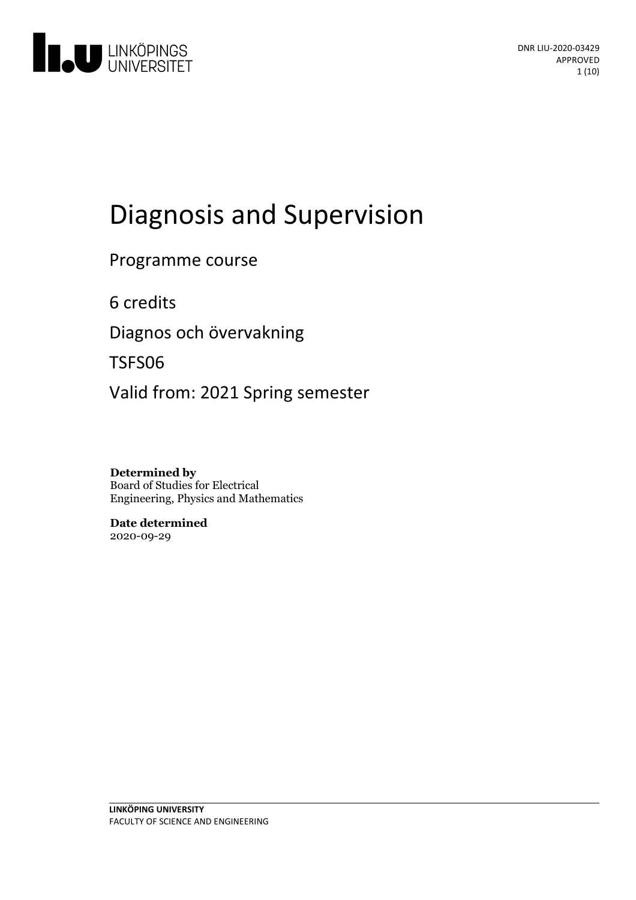# Diagnosis and Supervision

Programme course

6 credits

Diagnos och övervakning

TSFS06

Valid from: 2021 Spring semester

**Determined by**
Board of Studies for Electrical Engineering, Physics and Mathematics

**Date determined**
2020-09-29

DNR LIU-2020-03429
APPROVED

LINKÖPING UNIVERSITY
FACULTY OF SCIENCE AND ENGINEERING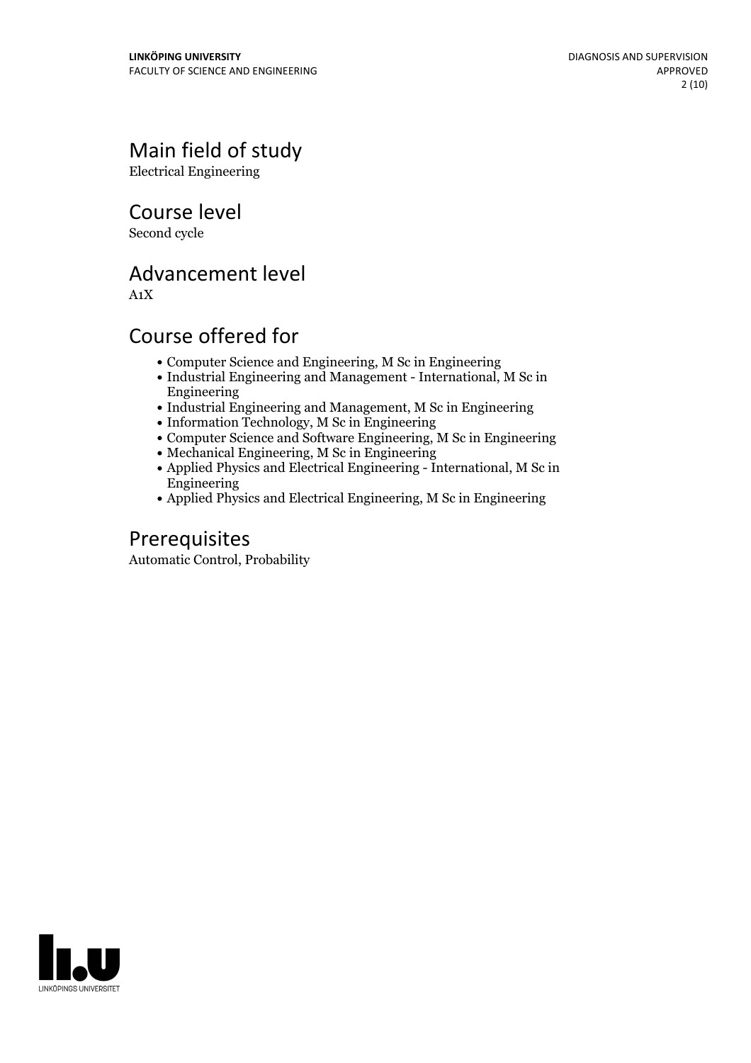## Main field of study

Electrical Engineering

## Course level

Second cycle

## Advancement level

A1X

## Course offered for

- Computer Science and Engineering, M Sc in Engineering
- Industrial Engineering and Management - International, M Sc in Engineering
- Industrial Engineering and Management, M Sc in Engineering
- Information Technology, M Sc in Engineering
- Computer Science and Software Engineering, M Sc in Engineering
- Mechanical Engineering, M Sc in Engineering
- Applied Physics and Electrical Engineering - International, M Sc in Engineering
- Applied Physics and Electrical Engineering, M Sc in Engineering

## Prerequisites

Automatic Control, Probability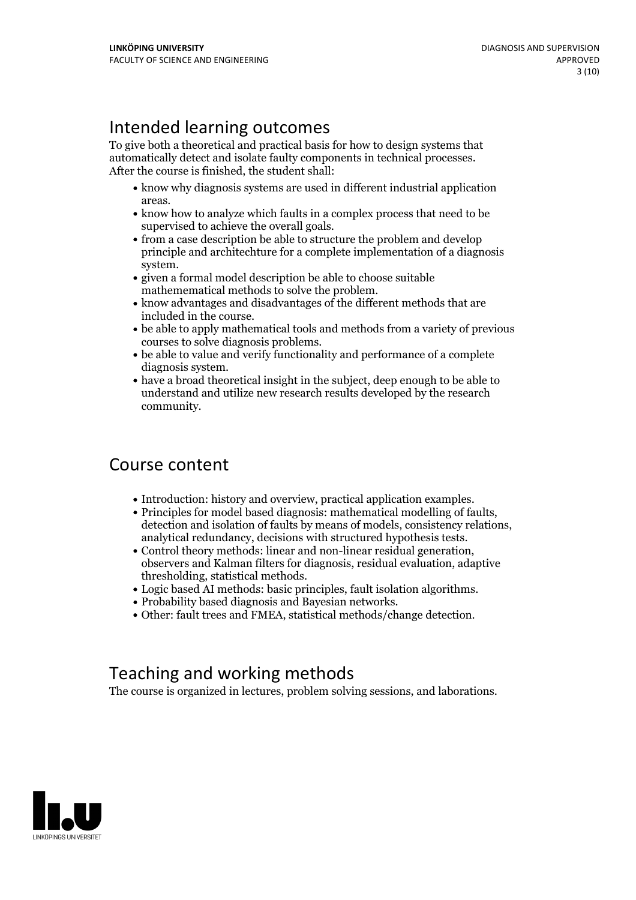## Intended learning outcomes

To give both a theoretical and practical basis for how to design systems that automatically detect and isolate faulty components in technical processes. After the course is finished, the student shall:

- know why diagnosis systems are used in different industrial application areas.
- know how to analyze which faults in a complex process that need to be supervised to achieve the overall goals.
- from a case description be able to structure the problem and develop principle and architechture for a complete implementation of a diagnosis system.
- given a formal model description be able to choose suitable mathemematical methods to solve the problem.
- know advantages and disadvantages of the different methods that are included in the course.
- be able to apply mathematical tools and methods from a variety of previous courses to solve diagnosis problems.
- be able to value and verify functionality and performance of a complete diagnosis system.
- have a broad theoretical insight in the subject, deep enough to be able to understand and utilize new research results developed by the research community.

## Course content

- Introduction: history and overview, practical application examples.
- Principles for model based diagnosis: mathematical modelling of faults, detection and isolation of faults by means of models, consistency relations, analytical redundancy, decisions with structured hypothesis tests.
- Control theory methods: linear and non-linear residual generation, observers and Kalman filters for diagnosis, residual evaluation, adaptive thresholding, statistical methods.
- Logic based AI methods: basic principles, fault isolation algorithms.
- Probability based diagnosis and Bayesian networks.
- Other: fault trees and FMEA, statistical methods/change detection.

## Teaching and working methods

The course is organized in lectures, problem solving sessions, and laborations.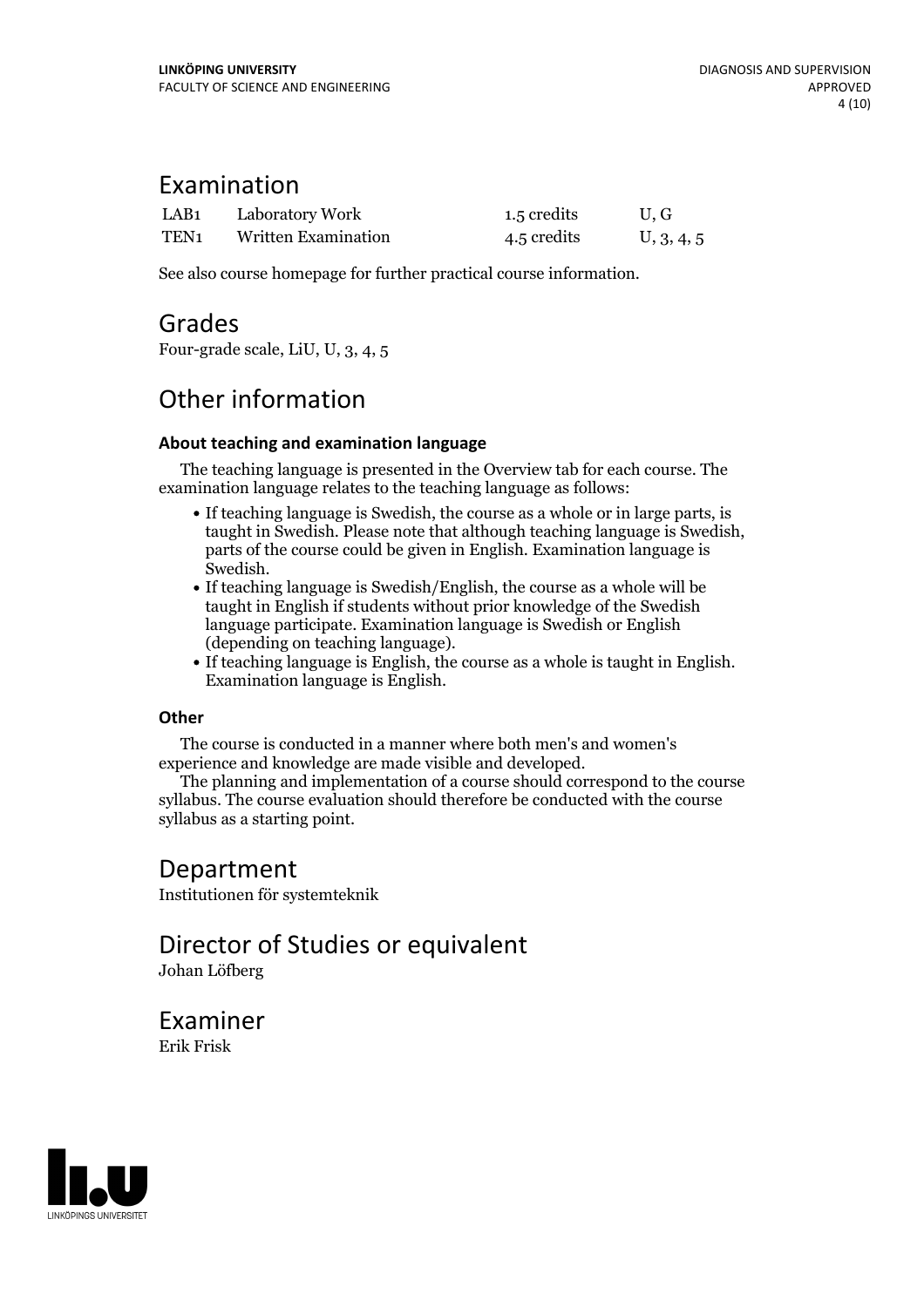## Examination

| | | | |
|---|---|---|---|
| LAB1 | Laboratory Work | 1.5 credits | U, G |
| TEN1 | Written Examination | 4.5 credits | U, 3, 4, 5 |

See also course homepage for further practical course information.

## Grades

Four-grade scale, LiU, U, 3, 4, 5

## Other information

### About teaching and examination language

The teaching language is presented in the Overview tab for each course. The examination language relates to the teaching language as follows:

- If teaching language is Swedish, the course as a whole or in large parts, is taught in Swedish. Please note that although teaching language is Swedish, parts of the course could be given in English. Examination language is Swedish.
- If teaching language is Swedish/English, the course as a whole will be taught in English if students without prior knowledge of the Swedish language participate. Examination language is Swedish or English (depending on teaching language).
- If teaching language is English, the course as a whole is taught in English. Examination language is English.

### Other

The course is conducted in a manner where both men's and women's experience and knowledge are made visible and developed.

The planning and implementation of a course should correspond to the course syllabus. The course evaluation should therefore be conducted with the course syllabus as a starting point.

## Department

Institutionen för systemteknik

## Director of Studies or equivalent

Johan Löfberg

## Examiner

Erik Frisk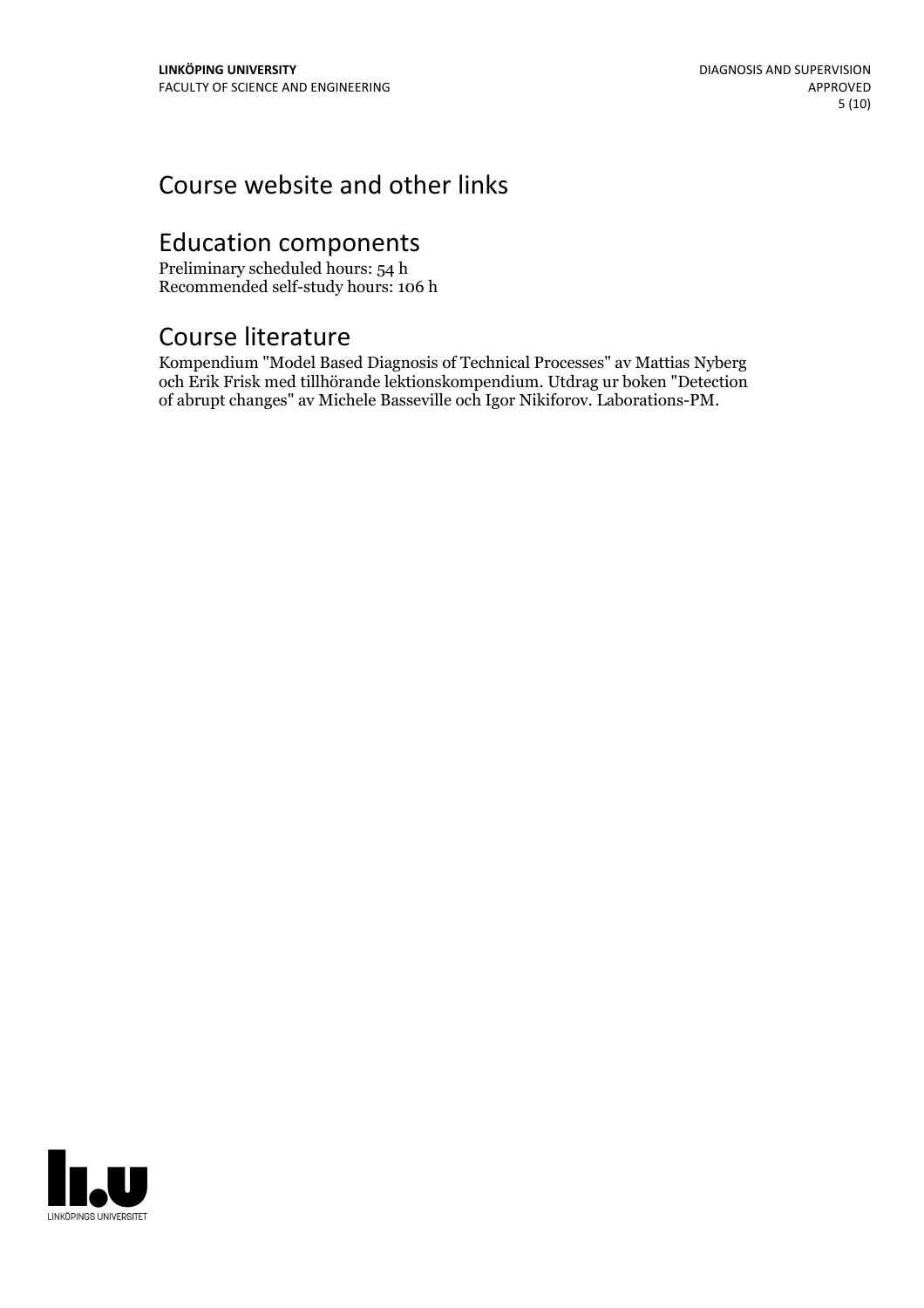## Course website and other links

## Education components

Preliminary scheduled hours: 54 h
Recommended self-study hours: 106 h

## Course literature

Kompendium "Model Based Diagnosis of Technical Processes" av Mattias Nyberg och Erik Frisk med tillhörande lektionskompendium. Utdrag ur boken "Detection of abrupt changes" av Michele Basseville och Igor Nikiforov. Laborations-PM.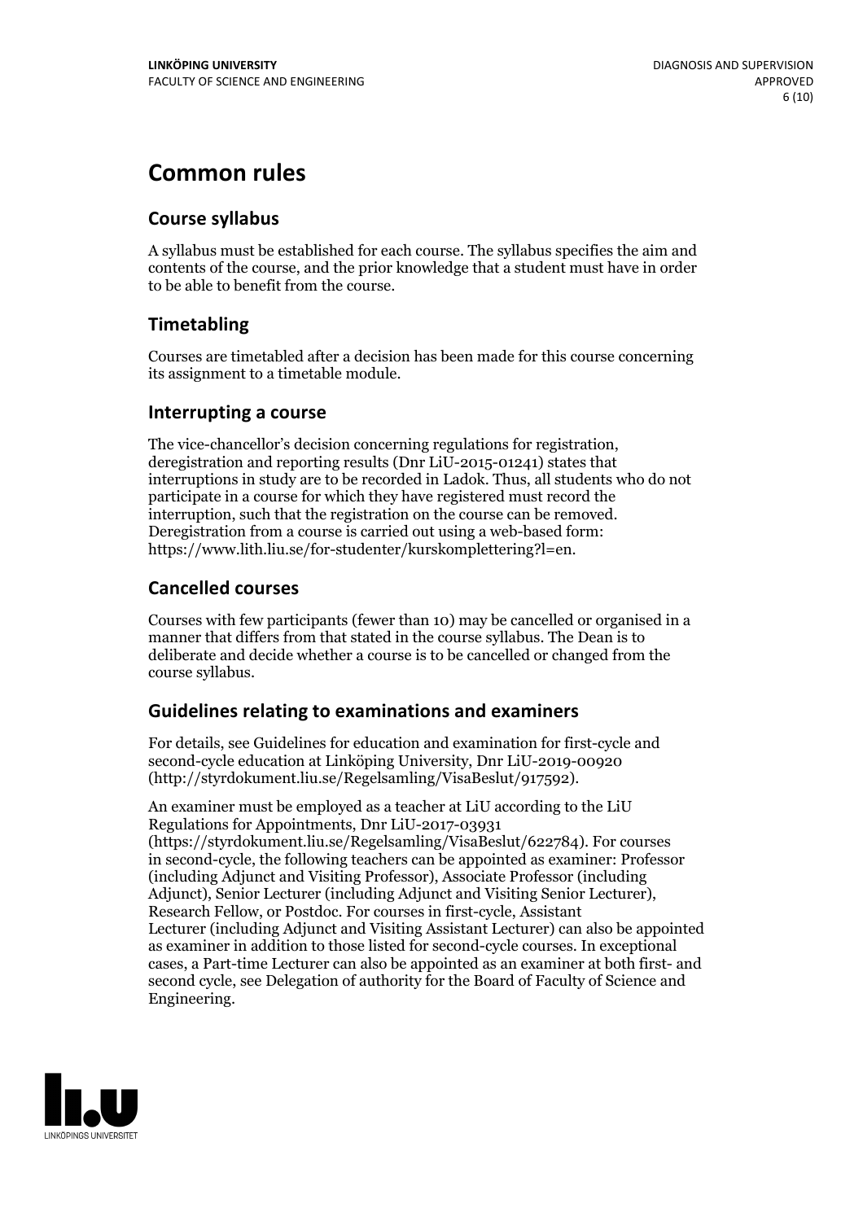# Common rules

## Course syllabus

A syllabus must be established for each course. The syllabus specifies the aim and contents of the course, and the prior knowledge that a student must have in order to be able to benefit from the course.

## Timetabling

Courses are timetabled after a decision has been made for this course concerning its assignment to a timetable module.

## Interrupting a course

The vice-chancellor's decision concerning regulations for registration, deregistration and reporting results (Dnr LiU-2015-01241) states that interruptions in study are to be recorded in Ladok. Thus, all students who do not participate in a course for which they have registered must record the interruption, such that the registration on the course can be removed. Deregistration from a course is carried out using a web-based form: https://www.lith.liu.se/for-studenter/kurskomplettering?l=en.

## Cancelled courses

Courses with few participants (fewer than 10) may be cancelled or organised in a manner that differs from that stated in the course syllabus. The Dean is to deliberate and decide whether a course is to be cancelled or changed from the course syllabus.

## Guidelines relating to examinations and examiners

For details, see Guidelines for education and examination for first-cycle and second-cycle education at Linköping University, Dnr LiU-2019-00920 (http://styrdokument.liu.se/Regelsamling/VisaBeslut/917592).

An examiner must be employed as a teacher at LiU according to the LiU Regulations for Appointments, Dnr LiU-2017-03931 (https://styrdokument.liu.se/Regelsamling/VisaBeslut/622784). For courses in second-cycle, the following teachers can be appointed as examiner: Professor (including Adjunct and Visiting Professor), Associate Professor (including Adjunct), Senior Lecturer (including Adjunct and Visiting Senior Lecturer), Research Fellow, or Postdoc. For courses in first-cycle, Assistant Lecturer (including Adjunct and Visiting Assistant Lecturer) can also be appointed as examiner in addition to those listed for second-cycle courses. In exceptional cases, a Part-time Lecturer can also be appointed as an examiner at both first- and second cycle, see Delegation of authority for the Board of Faculty of Science and Engineering.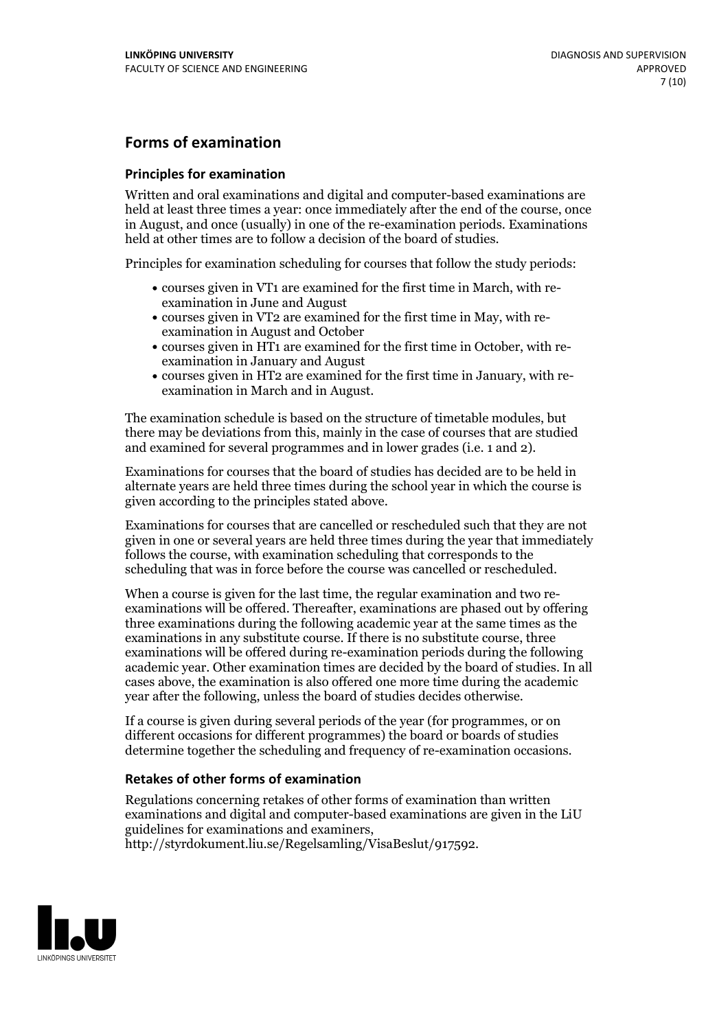## Forms of examination

### Principles for examination

Written and oral examinations and digital and computer-based examinations are held at least three times a year: once immediately after the end of the course, once in August, and once (usually) in one of the re-examination periods. Examinations held at other times are to follow a decision of the board of studies.

Principles for examination scheduling for courses that follow the study periods:

- courses given in VT1 are examined for the first time in March, with re-examination in June and August
- courses given in VT2 are examined for the first time in May, with re-examination in August and October
- courses given in HT1 are examined for the first time in October, with re-examination in January and August
- courses given in HT2 are examined for the first time in January, with re-examination in March and in August.

The examination schedule is based on the structure of timetable modules, but there may be deviations from this, mainly in the case of courses that are studied and examined for several programmes and in lower grades (i.e. 1 and 2).

Examinations for courses that the board of studies has decided are to be held in alternate years are held three times during the school year in which the course is given according to the principles stated above.

Examinations for courses that are cancelled or rescheduled such that they are not given in one or several years are held three times during the year that immediately follows the course, with examination scheduling that corresponds to the scheduling that was in force before the course was cancelled or rescheduled.

When a course is given for the last time, the regular examination and two re-examinations will be offered. Thereafter, examinations are phased out by offering three examinations during the following academic year at the same times as the examinations in any substitute course. If there is no substitute course, three examinations will be offered during re-examination periods during the following academic year. Other examination times are decided by the board of studies. In all cases above, the examination is also offered one more time during the academic year after the following, unless the board of studies decides otherwise.

If a course is given during several periods of the year (for programmes, or on different occasions for different programmes) the board or boards of studies determine together the scheduling and frequency of re-examination occasions.

### Retakes of other forms of examination

Regulations concerning retakes of other forms of examination than written examinations and digital and computer-based examinations are given in the LiU guidelines for examinations and examiners, http://styrdokument.liu.se/Regelsamling/VisaBeslut/917592.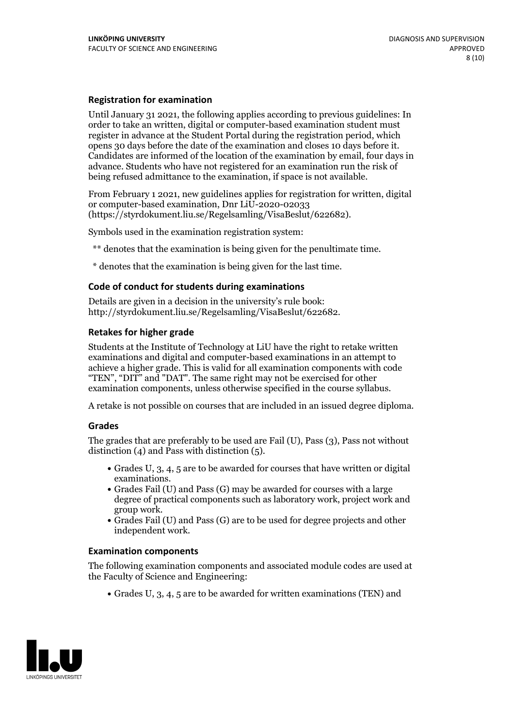### Registration for examination

Until January 31 2021, the following applies according to previous guidelines: In order to take an written, digital or computer-based examination student must register in advance at the Student Portal during the registration period, which opens 30 days before the date of the examination and closes 10 days before it. Candidates are informed of the location of the examination by email, four days in advance. Students who have not registered for an examination run the risk of being refused admittance to the examination, if space is not available.

From February 1 2021, new guidelines applies for registration for written, digital or computer-based examination, Dnr LiU-2020-02033 (https://styrdokument.liu.se/Regelsamling/VisaBeslut/622682).

Symbols used in the examination registration system:

** denotes that the examination is being given for the penultimate time.

* denotes that the examination is being given for the last time.

### Code of conduct for students during examinations

Details are given in a decision in the university's rule book: http://styrdokument.liu.se/Regelsamling/VisaBeslut/622682.

### Retakes for higher grade

Students at the Institute of Technology at LiU have the right to retake written examinations and digital and computer-based examinations in an attempt to achieve a higher grade. This is valid for all examination components with code "TEN", "DIT" and "DAT". The same right may not be exercised for other examination components, unless otherwise specified in the course syllabus.

A retake is not possible on courses that are included in an issued degree diploma.

### Grades

The grades that are preferably to be used are Fail (U), Pass (3), Pass not without distinction (4) and Pass with distinction (5).

- Grades U, 3, 4, 5 are to be awarded for courses that have written or digital examinations.
- Grades Fail (U) and Pass (G) may be awarded for courses with a large degree of practical components such as laboratory work, project work and group work.
- Grades Fail (U) and Pass (G) are to be used for degree projects and other independent work.

### Examination components

The following examination components and associated module codes are used at the Faculty of Science and Engineering:

- Grades U, 3, 4, 5 are to be awarded for written examinations (TEN) and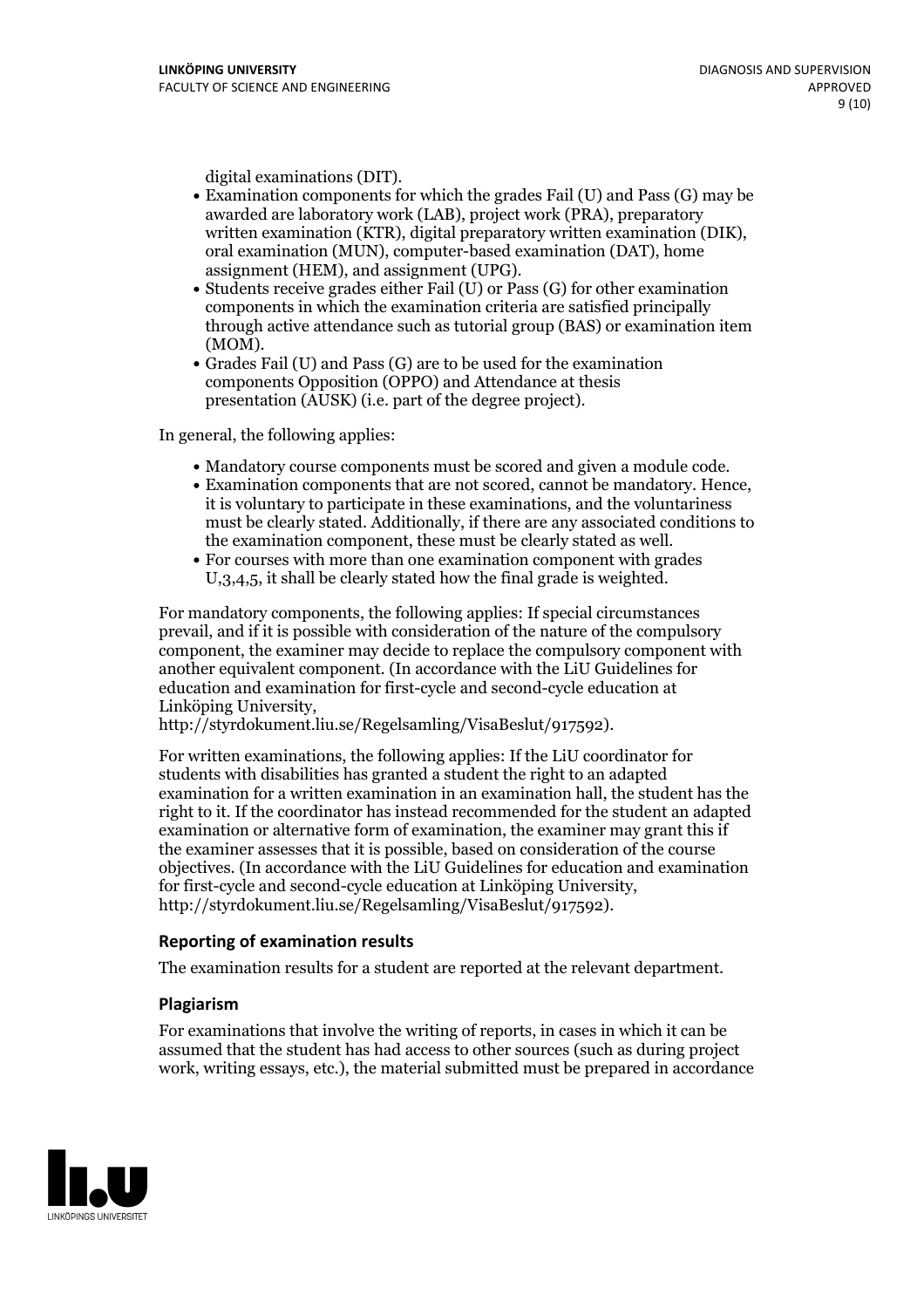digital examinations (DIT).

- Examination components for which the grades Fail (U) and Pass (G) may be awarded are laboratory work (LAB), project work (PRA), preparatory written examination (KTR), digital preparatory written examination (DIK), oral examination (MUN), computer-based examination (DAT), home assignment (HEM), and assignment (UPG).
- Students receive grades either Fail (U) or Pass (G) for other examination components in which the examination criteria are satisfied principally through active attendance such as tutorial group (BAS) or examination item (MOM).
- Grades Fail (U) and Pass (G) are to be used for the examination components Opposition (OPPO) and Attendance at thesis presentation (AUSK) (i.e. part of the degree project).

In general, the following applies:

- Mandatory course components must be scored and given a module code.
- Examination components that are not scored, cannot be mandatory. Hence, it is voluntary to participate in these examinations, and the voluntariness must be clearly stated. Additionally, if there are any associated conditions to the examination component, these must be clearly stated as well.
- For courses with more than one examination component with grades U,3,4,5, it shall be clearly stated how the final grade is weighted.

For mandatory components, the following applies: If special circumstances prevail, and if it is possible with consideration of the nature of the compulsory component, the examiner may decide to replace the compulsory component with another equivalent component. (In accordance with the LiU Guidelines for education and examination for first-cycle and second-cycle education at Linköping University, http://styrdokument.liu.se/Regelsamling/VisaBeslut/917592).

For written examinations, the following applies: If the LiU coordinator for students with disabilities has granted a student the right to an adapted examination for a written examination in an examination hall, the student has the right to it. If the coordinator has instead recommended for the student an adapted examination or alternative form of examination, the examiner may grant this if the examiner assesses that it is possible, based on consideration of the course objectives. (In accordance with the LiU Guidelines for education and examination for first-cycle and second-cycle education at Linköping University, http://styrdokument.liu.se/Regelsamling/VisaBeslut/917592).

### Reporting of examination results

The examination results for a student are reported at the relevant department.

### Plagiarism

For examinations that involve the writing of reports, in cases in which it can be assumed that the student has had access to other sources (such as during project work, writing essays, etc.), the material submitted must be prepared in accordance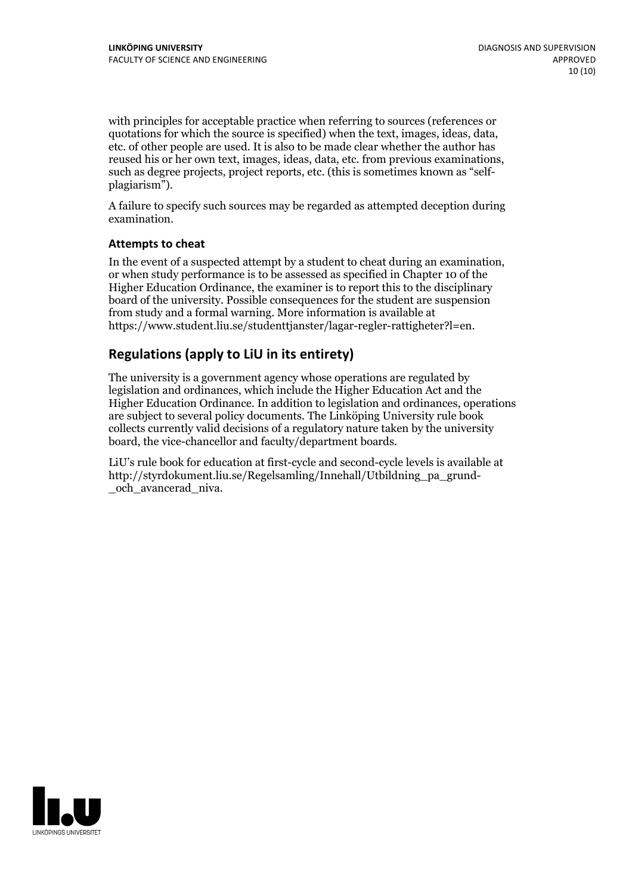with principles for acceptable practice when referring to sources (references or quotations for which the source is specified) when the text, images, ideas, data, etc. of other people are used. It is also to be made clear whether the author has reused his or her own text, images, ideas, data, etc. from previous examinations, such as degree projects, project reports, etc. (this is sometimes known as "self-plagiarism").

A failure to specify such sources may be regarded as attempted deception during examination.

### Attempts to cheat

In the event of a suspected attempt by a student to cheat during an examination, or when study performance is to be assessed as specified in Chapter 10 of the Higher Education Ordinance, the examiner is to report this to the disciplinary board of the university. Possible consequences for the student are suspension from study and a formal warning. More information is available at https://www.student.liu.se/studenttjanster/lagar-regler-rattigheter?l=en.

## Regulations (apply to LiU in its entirety)

The university is a government agency whose operations are regulated by legislation and ordinances, which include the Higher Education Act and the Higher Education Ordinance. In addition to legislation and ordinances, operations are subject to several policy documents. The Linköping University rule book collects currently valid decisions of a regulatory nature taken by the university board, the vice-chancellor and faculty/department boards.

LiU's rule book for education at first-cycle and second-cycle levels is available at http://styrdokument.liu.se/Regelsamling/Innehall/Utbildning_pa_grund-_och_avancerad_niva.